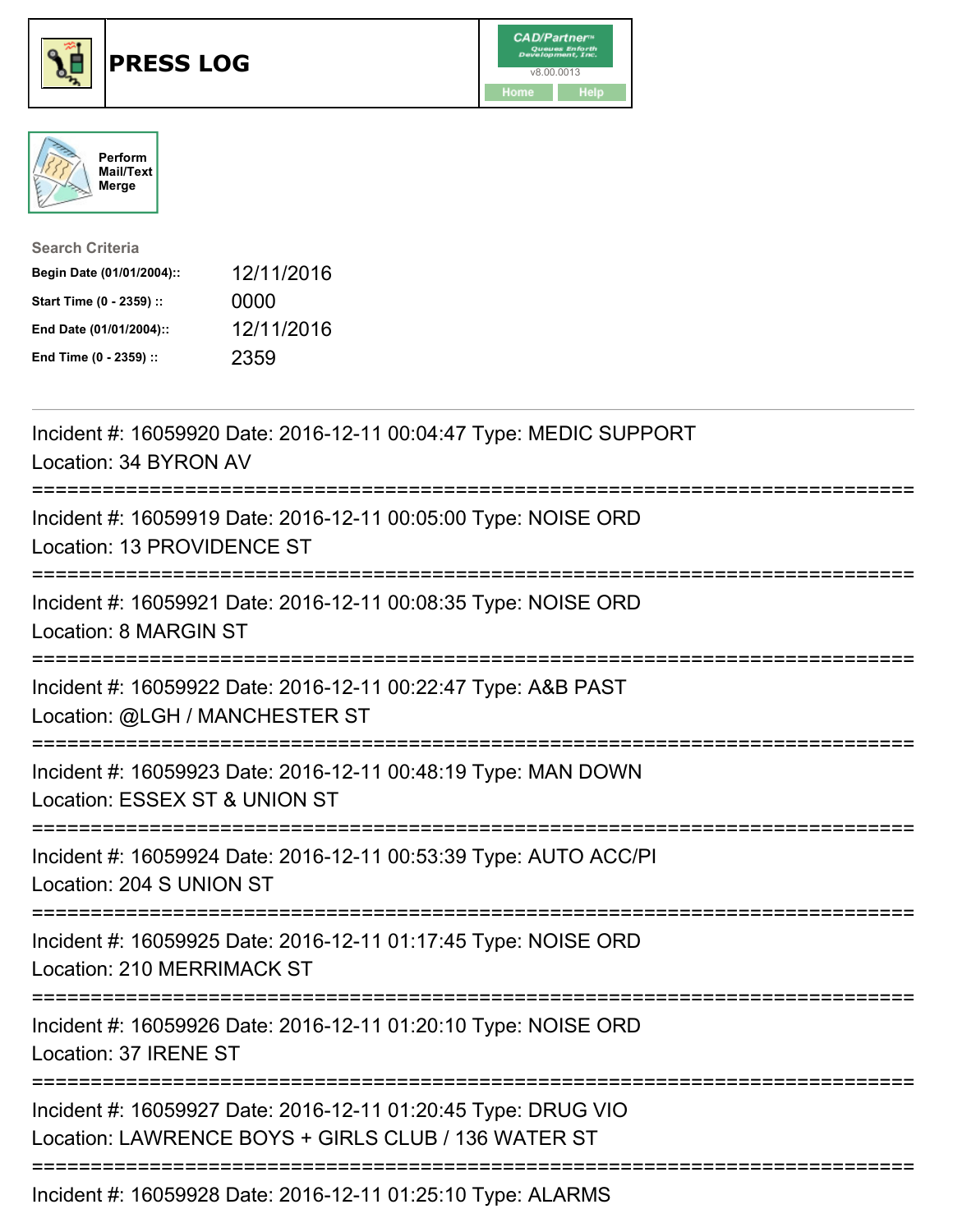# PRESS LOG

Perform Mail/Text Merge

**Search Criteria**

| | |
|---|---|
| **Begin Date (01/01/2004)::** | 12/11/2016 |
| **Start Time (0 - 2359) ::** | 0000 |
| **End Date (01/01/2004)::** | 12/11/2016 |
| **End Time (0 - 2359) ::** | 2359 |

---

Incident #: 16059920 Date: 2016-12-11 00:04:47 Type: MEDIC SUPPORT
Location: 34 BYRON AV

===========================================================================

Incident #: 16059919 Date: 2016-12-11 00:05:00 Type: NOISE ORD
Location: 13 PROVIDENCE ST

===========================================================================

Incident #: 16059921 Date: 2016-12-11 00:08:35 Type: NOISE ORD
Location: 8 MARGIN ST

===========================================================================

Incident #: 16059922 Date: 2016-12-11 00:22:47 Type: A&B PAST
Location: @LGH / MANCHESTER ST

===========================================================================

Incident #: 16059923 Date: 2016-12-11 00:48:19 Type: MAN DOWN
Location: ESSEX ST & UNION ST

===========================================================================

Incident #: 16059924 Date: 2016-12-11 00:53:39 Type: AUTO ACC/PI
Location: 204 S UNION ST

===========================================================================

Incident #: 16059925 Date: 2016-12-11 01:17:45 Type: NOISE ORD
Location: 210 MERRIMACK ST

===========================================================================

Incident #: 16059926 Date: 2016-12-11 01:20:10 Type: NOISE ORD
Location: 37 IRENE ST

===========================================================================

Incident #: 16059927 Date: 2016-12-11 01:20:45 Type: DRUG VIO
Location: LAWRENCE BOYS + GIRLS CLUB / 136 WATER ST

===========================================================================

Incident #: 16059928 Date: 2016-12-11 01:25:10 Type: ALARMS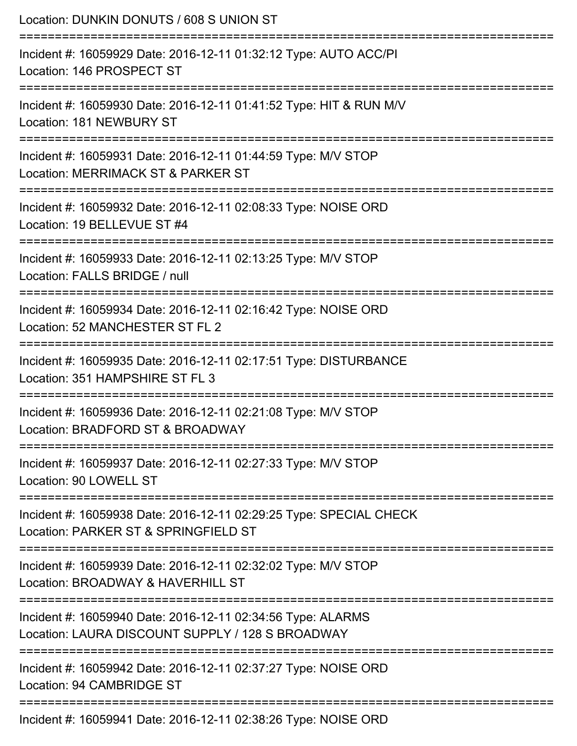Location: DUNKIN DONUTS / 608 S UNION ST

===========================================================================

Incident #: 16059929 Date: 2016-12-11 01:32:12 Type: AUTO ACC/PI
Location: 146 PROSPECT ST

===========================================================================

Incident #: 16059930 Date: 2016-12-11 01:41:52 Type: HIT & RUN M/V
Location: 181 NEWBURY ST

===========================================================================

Incident #: 16059931 Date: 2016-12-11 01:44:59 Type: M/V STOP
Location: MERRIMACK ST & PARKER ST

===========================================================================

Incident #: 16059932 Date: 2016-12-11 02:08:33 Type: NOISE ORD
Location: 19 BELLEVUE ST #4

===========================================================================

Incident #: 16059933 Date: 2016-12-11 02:13:25 Type: M/V STOP
Location: FALLS BRIDGE / null

===========================================================================

Incident #: 16059934 Date: 2016-12-11 02:16:42 Type: NOISE ORD
Location: 52 MANCHESTER ST FL 2

===========================================================================

Incident #: 16059935 Date: 2016-12-11 02:17:51 Type: DISTURBANCE
Location: 351 HAMPSHIRE ST FL 3

===========================================================================

Incident #: 16059936 Date: 2016-12-11 02:21:08 Type: M/V STOP
Location: BRADFORD ST & BROADWAY

===========================================================================

Incident #: 16059937 Date: 2016-12-11 02:27:33 Type: M/V STOP
Location: 90 LOWELL ST

===========================================================================

Incident #: 16059938 Date: 2016-12-11 02:29:25 Type: SPECIAL CHECK
Location: PARKER ST & SPRINGFIELD ST

===========================================================================

Incident #: 16059939 Date: 2016-12-11 02:32:02 Type: M/V STOP
Location: BROADWAY & HAVERHILL ST

===========================================================================

Incident #: 16059940 Date: 2016-12-11 02:34:56 Type: ALARMS
Location: LAURA DISCOUNT SUPPLY / 128 S BROADWAY

===========================================================================

Incident #: 16059942 Date: 2016-12-11 02:37:27 Type: NOISE ORD
Location: 94 CAMBRIDGE ST

===========================================================================

Incident #: 16059941 Date: 2016-12-11 02:38:26 Type: NOISE ORD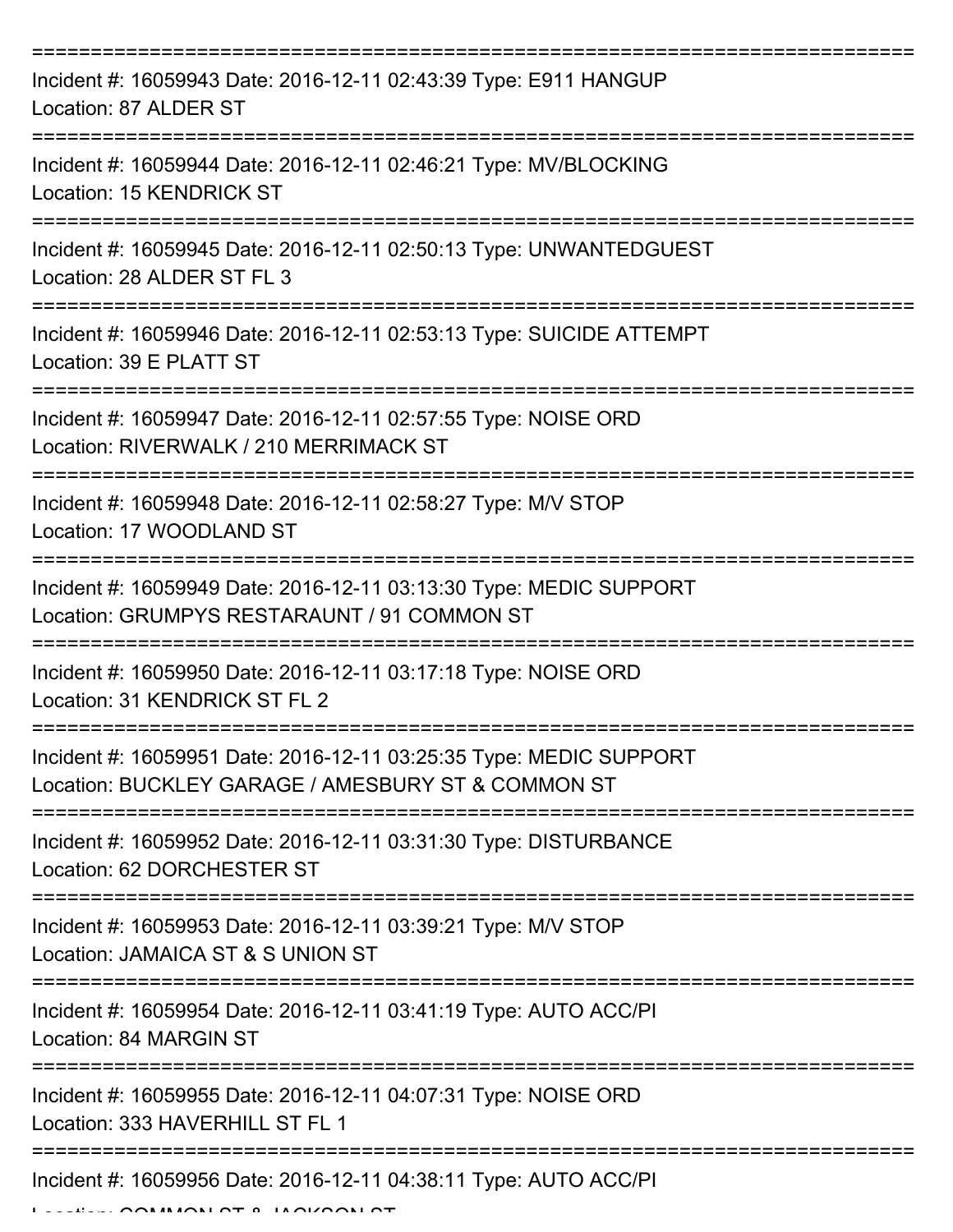===========================================================================
Incident #: 16059943 Date: 2016-12-11 02:43:39 Type: E911 HANGUP
Location: 87 ALDER ST
===========================================================================
Incident #: 16059944 Date: 2016-12-11 02:46:21 Type: MV/BLOCKING
Location: 15 KENDRICK ST
===========================================================================
Incident #: 16059945 Date: 2016-12-11 02:50:13 Type: UNWANTEDGUEST
Location: 28 ALDER ST FL 3
===========================================================================
Incident #: 16059946 Date: 2016-12-11 02:53:13 Type: SUICIDE ATTEMPT
Location: 39 E PLATT ST
===========================================================================
Incident #: 16059947 Date: 2016-12-11 02:57:55 Type: NOISE ORD
Location: RIVERWALK / 210 MERRIMACK ST
===========================================================================
Incident #: 16059948 Date: 2016-12-11 02:58:27 Type: M/V STOP
Location: 17 WOODLAND ST
===========================================================================
Incident #: 16059949 Date: 2016-12-11 03:13:30 Type: MEDIC SUPPORT
Location: GRUMPYS RESTARAUNT / 91 COMMON ST
===========================================================================
Incident #: 16059950 Date: 2016-12-11 03:17:18 Type: NOISE ORD
Location: 31 KENDRICK ST FL 2
===========================================================================
Incident #: 16059951 Date: 2016-12-11 03:25:35 Type: MEDIC SUPPORT
Location: BUCKLEY GARAGE / AMESBURY ST & COMMON ST
===========================================================================
Incident #: 16059952 Date: 2016-12-11 03:31:30 Type: DISTURBANCE
Location: 62 DORCHESTER ST
===========================================================================
Incident #: 16059953 Date: 2016-12-11 03:39:21 Type: M/V STOP
Location: JAMAICA ST & S UNION ST
===========================================================================
Incident #: 16059954 Date: 2016-12-11 03:41:19 Type: AUTO ACC/PI
Location: 84 MARGIN ST
===========================================================================
Incident #: 16059955 Date: 2016-12-11 04:07:31 Type: NOISE ORD
Location: 333 HAVERHILL ST FL 1
===========================================================================
Incident #: 16059956 Date: 2016-12-11 04:38:11 Type: AUTO ACC/PI
Location: COMMON ST & JACKSON ST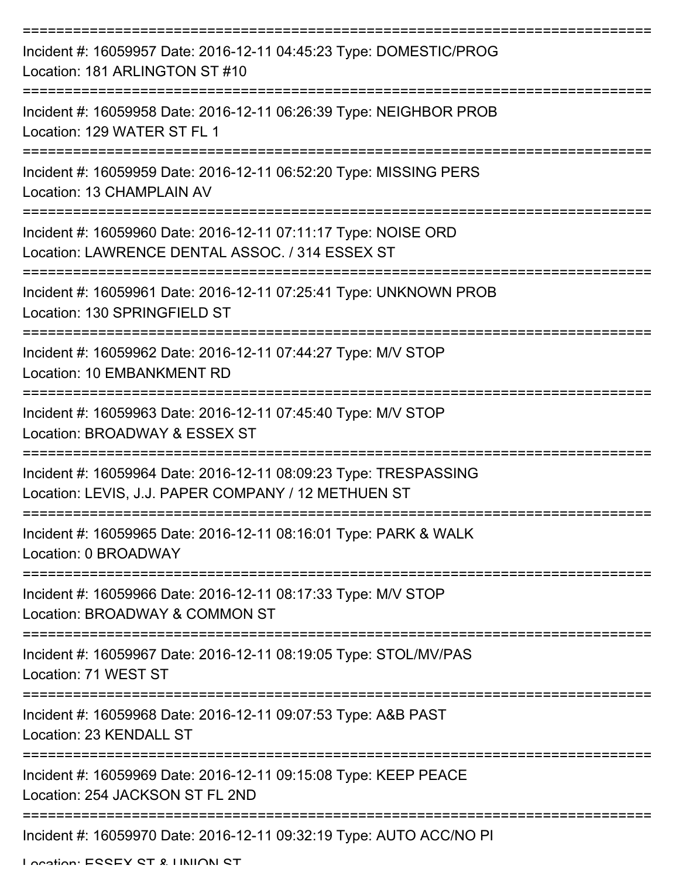===========================================================================

Incident #: 16059957 Date: 2016-12-11 04:45:23 Type: DOMESTIC/PROG

Location: 181 ARLINGTON ST #10

===========================================================================

Incident #: 16059958 Date: 2016-12-11 06:26:39 Type: NEIGHBOR PROB

Location: 129 WATER ST FL 1

===========================================================================

Incident #: 16059959 Date: 2016-12-11 06:52:20 Type: MISSING PERS

Location: 13 CHAMPLAIN AV

===========================================================================

Incident #: 16059960 Date: 2016-12-11 07:11:17 Type: NOISE ORD

Location: LAWRENCE DENTAL ASSOC. / 314 ESSEX ST

===========================================================================

Incident #: 16059961 Date: 2016-12-11 07:25:41 Type: UNKNOWN PROB

Location: 130 SPRINGFIELD ST

===========================================================================

Incident #: 16059962 Date: 2016-12-11 07:44:27 Type: M/V STOP

Location: 10 EMBANKMENT RD

===========================================================================

Incident #: 16059963 Date: 2016-12-11 07:45:40 Type: M/V STOP

Location: BROADWAY & ESSEX ST

===========================================================================

Incident #: 16059964 Date: 2016-12-11 08:09:23 Type: TRESPASSING

Location: LEVIS, J.J. PAPER COMPANY / 12 METHUEN ST

===========================================================================

Incident #: 16059965 Date: 2016-12-11 08:16:01 Type: PARK & WALK

Location: 0 BROADWAY

===========================================================================

Incident #: 16059966 Date: 2016-12-11 08:17:33 Type: M/V STOP

Location: BROADWAY & COMMON ST

===========================================================================

Incident #: 16059967 Date: 2016-12-11 08:19:05 Type: STOL/MV/PAS

Location: 71 WEST ST

===========================================================================

Incident #: 16059968 Date: 2016-12-11 09:07:53 Type: A&B PAST

Location: 23 KENDALL ST

===========================================================================

Incident #: 16059969 Date: 2016-12-11 09:15:08 Type: KEEP PEACE

Location: 254 JACKSON ST FL 2ND

===========================================================================

Incident #: 16059970 Date: 2016-12-11 09:32:19 Type: AUTO ACC/NO PI

Location: ESSEX ST & UNION ST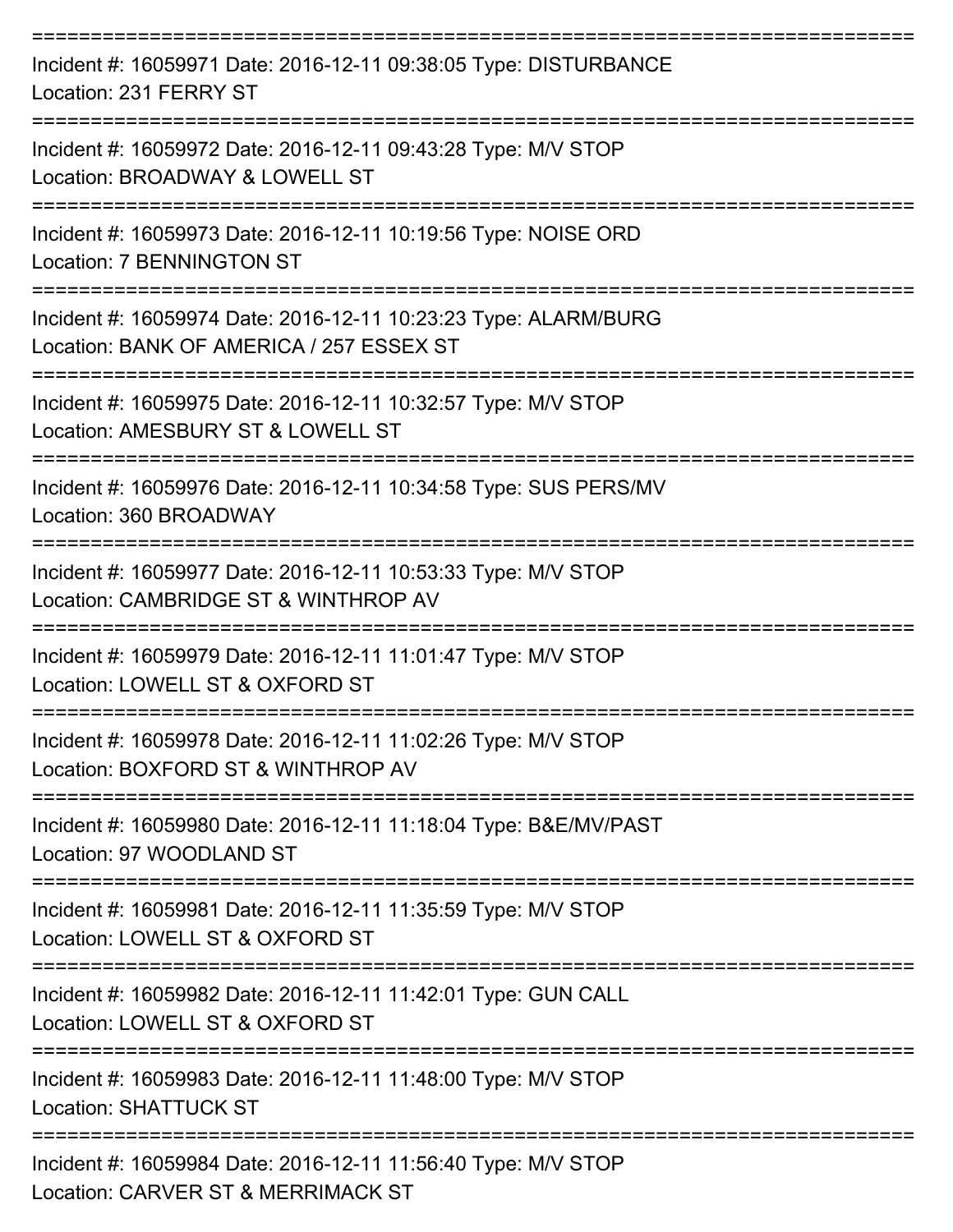===========================================================================

Incident #: 16059971 Date: 2016-12-11 09:38:05 Type: DISTURBANCE
Location: 231 FERRY ST

===========================================================================

Incident #: 16059972 Date: 2016-12-11 09:43:28 Type: M/V STOP
Location: BROADWAY & LOWELL ST

===========================================================================

Incident #: 16059973 Date: 2016-12-11 10:19:56 Type: NOISE ORD
Location: 7 BENNINGTON ST

===========================================================================

Incident #: 16059974 Date: 2016-12-11 10:23:23 Type: ALARM/BURG
Location: BANK OF AMERICA / 257 ESSEX ST

===========================================================================

Incident #: 16059975 Date: 2016-12-11 10:32:57 Type: M/V STOP
Location: AMESBURY ST & LOWELL ST

===========================================================================

Incident #: 16059976 Date: 2016-12-11 10:34:58 Type: SUS PERS/MV
Location: 360 BROADWAY

===========================================================================

Incident #: 16059977 Date: 2016-12-11 10:53:33 Type: M/V STOP
Location: CAMBRIDGE ST & WINTHROP AV

===========================================================================

Incident #: 16059979 Date: 2016-12-11 11:01:47 Type: M/V STOP
Location: LOWELL ST & OXFORD ST

===========================================================================

Incident #: 16059978 Date: 2016-12-11 11:02:26 Type: M/V STOP
Location: BOXFORD ST & WINTHROP AV

===========================================================================

Incident #: 16059980 Date: 2016-12-11 11:18:04 Type: B&E/MV/PAST
Location: 97 WOODLAND ST

===========================================================================

Incident #: 16059981 Date: 2016-12-11 11:35:59 Type: M/V STOP
Location: LOWELL ST & OXFORD ST

===========================================================================

Incident #: 16059982 Date: 2016-12-11 11:42:01 Type: GUN CALL
Location: LOWELL ST & OXFORD ST

===========================================================================

Incident #: 16059983 Date: 2016-12-11 11:48:00 Type: M/V STOP
Location: SHATTUCK ST

===========================================================================

Incident #: 16059984 Date: 2016-12-11 11:56:40 Type: M/V STOP
Location: CARVER ST & MERRIMACK ST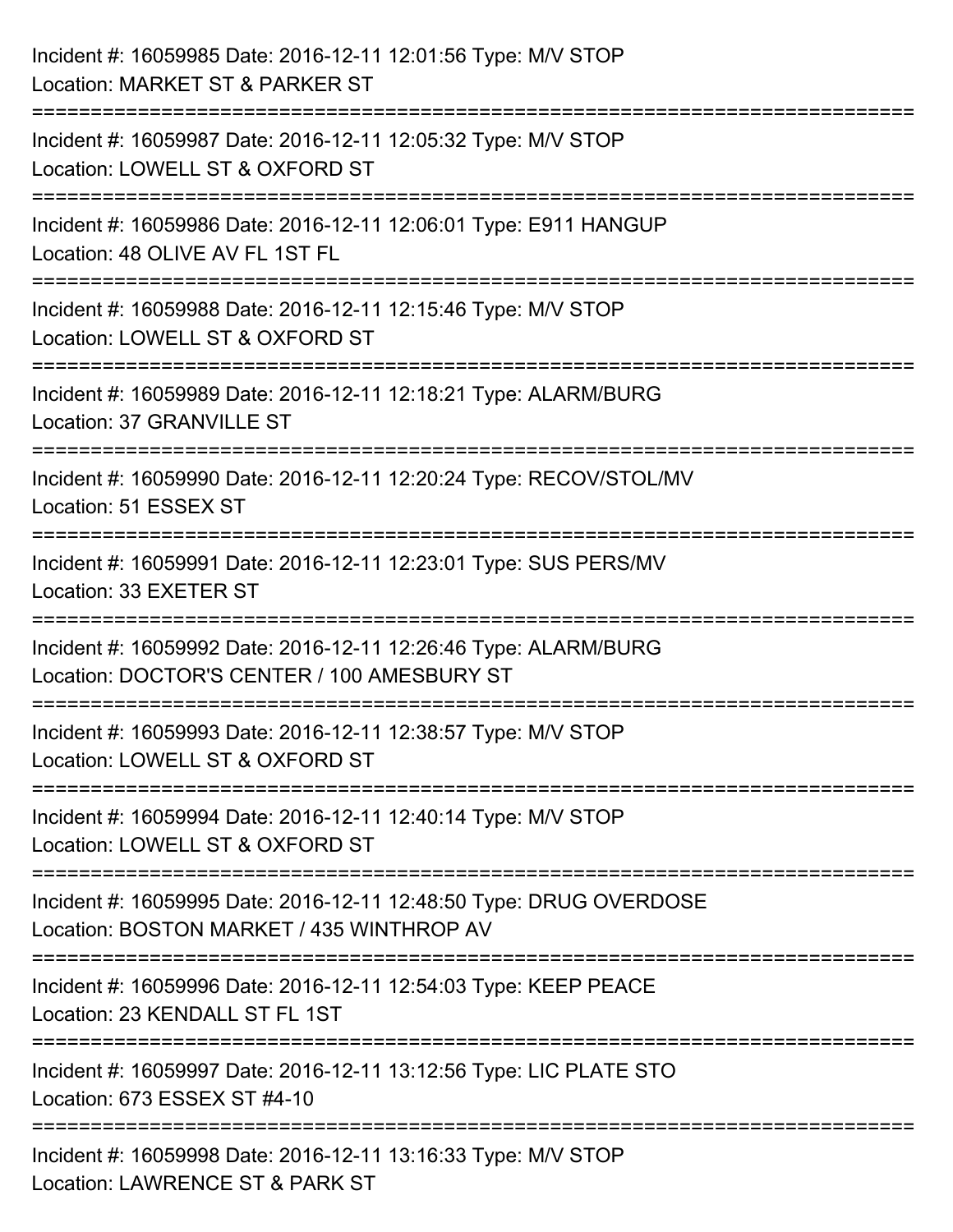Incident #: 16059985 Date: 2016-12-11 12:01:56 Type: M/V STOP
Location: MARKET ST & PARKER ST

===========================================================================

Incident #: 16059987 Date: 2016-12-11 12:05:32 Type: M/V STOP
Location: LOWELL ST & OXFORD ST

===========================================================================

Incident #: 16059986 Date: 2016-12-11 12:06:01 Type: E911 HANGUP
Location: 48 OLIVE AV FL 1ST FL

===========================================================================

Incident #: 16059988 Date: 2016-12-11 12:15:46 Type: M/V STOP
Location: LOWELL ST & OXFORD ST

===========================================================================

Incident #: 16059989 Date: 2016-12-11 12:18:21 Type: ALARM/BURG
Location: 37 GRANVILLE ST

===========================================================================

Incident #: 16059990 Date: 2016-12-11 12:20:24 Type: RECOV/STOL/MV
Location: 51 ESSEX ST

===========================================================================

Incident #: 16059991 Date: 2016-12-11 12:23:01 Type: SUS PERS/MV
Location: 33 EXETER ST

===========================================================================

Incident #: 16059992 Date: 2016-12-11 12:26:46 Type: ALARM/BURG
Location: DOCTOR'S CENTER / 100 AMESBURY ST

===========================================================================

Incident #: 16059993 Date: 2016-12-11 12:38:57 Type: M/V STOP
Location: LOWELL ST & OXFORD ST

===========================================================================

Incident #: 16059994 Date: 2016-12-11 12:40:14 Type: M/V STOP
Location: LOWELL ST & OXFORD ST

===========================================================================

Incident #: 16059995 Date: 2016-12-11 12:48:50 Type: DRUG OVERDOSE
Location: BOSTON MARKET / 435 WINTHROP AV

===========================================================================

Incident #: 16059996 Date: 2016-12-11 12:54:03 Type: KEEP PEACE
Location: 23 KENDALL ST FL 1ST

===========================================================================

Incident #: 16059997 Date: 2016-12-11 13:12:56 Type: LIC PLATE STO
Location: 673 ESSEX ST #4-10

===========================================================================

Incident #: 16059998 Date: 2016-12-11 13:16:33 Type: M/V STOP
Location: LAWRENCE ST & PARK ST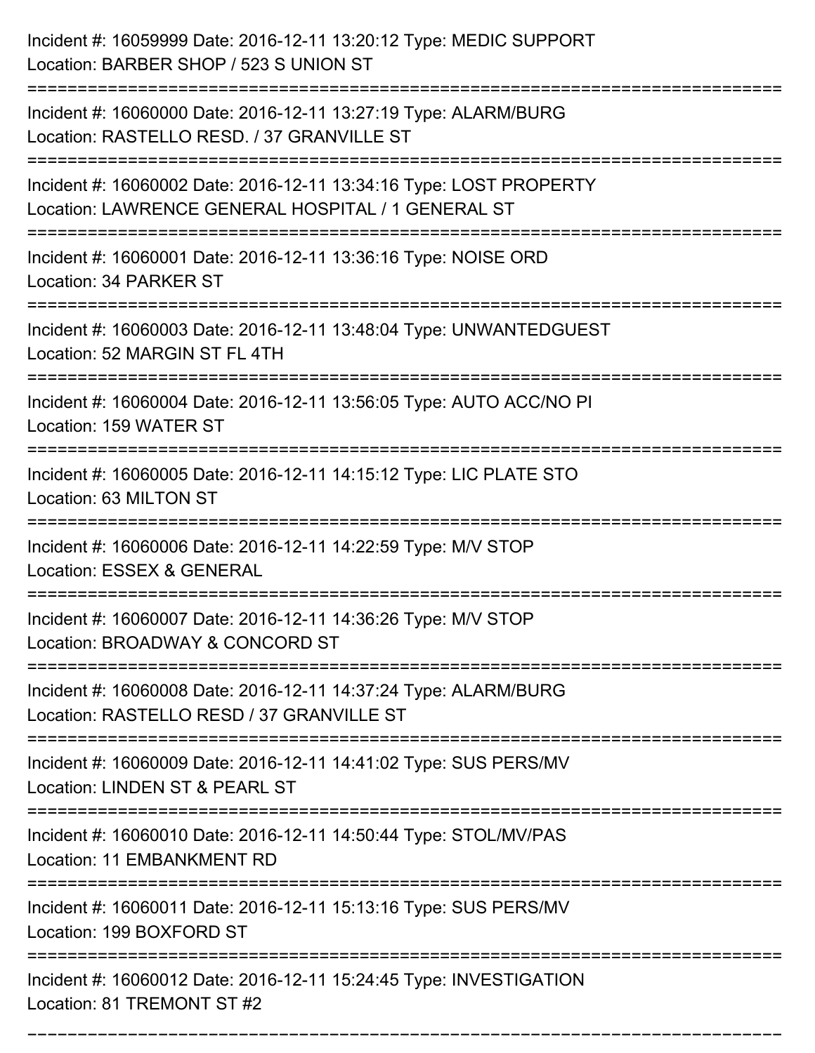Incident #: 16059999 Date: 2016-12-11 13:20:12 Type: MEDIC SUPPORT
Location: BARBER SHOP / 523 S UNION ST

===========================================================================

Incident #: 16060000 Date: 2016-12-11 13:27:19 Type: ALARM/BURG
Location: RASTELLO RESD. / 37 GRANVILLE ST

===========================================================================

Incident #: 16060002 Date: 2016-12-11 13:34:16 Type: LOST PROPERTY
Location: LAWRENCE GENERAL HOSPITAL / 1 GENERAL ST

===========================================================================

Incident #: 16060001 Date: 2016-12-11 13:36:16 Type: NOISE ORD
Location: 34 PARKER ST

===========================================================================

Incident #: 16060003 Date: 2016-12-11 13:48:04 Type: UNWANTEDGUEST
Location: 52 MARGIN ST FL 4TH

===========================================================================

Incident #: 16060004 Date: 2016-12-11 13:56:05 Type: AUTO ACC/NO PI
Location: 159 WATER ST

===========================================================================

Incident #: 16060005 Date: 2016-12-11 14:15:12 Type: LIC PLATE STO
Location: 63 MILTON ST

===========================================================================

Incident #: 16060006 Date: 2016-12-11 14:22:59 Type: M/V STOP
Location: ESSEX & GENERAL

===========================================================================

Incident #: 16060007 Date: 2016-12-11 14:36:26 Type: M/V STOP
Location: BROADWAY & CONCORD ST

===========================================================================

Incident #: 16060008 Date: 2016-12-11 14:37:24 Type: ALARM/BURG
Location: RASTELLO RESD / 37 GRANVILLE ST

===========================================================================

Incident #: 16060009 Date: 2016-12-11 14:41:02 Type: SUS PERS/MV
Location: LINDEN ST & PEARL ST

===========================================================================

Incident #: 16060010 Date: 2016-12-11 14:50:44 Type: STOL/MV/PAS
Location: 11 EMBANKMENT RD

===========================================================================

Incident #: 16060011 Date: 2016-12-11 15:13:16 Type: SUS PERS/MV
Location: 199 BOXFORD ST

===========================================================================

Incident #: 16060012 Date: 2016-12-11 15:24:45 Type: INVESTIGATION
Location: 81 TREMONT ST #2

===========================================================================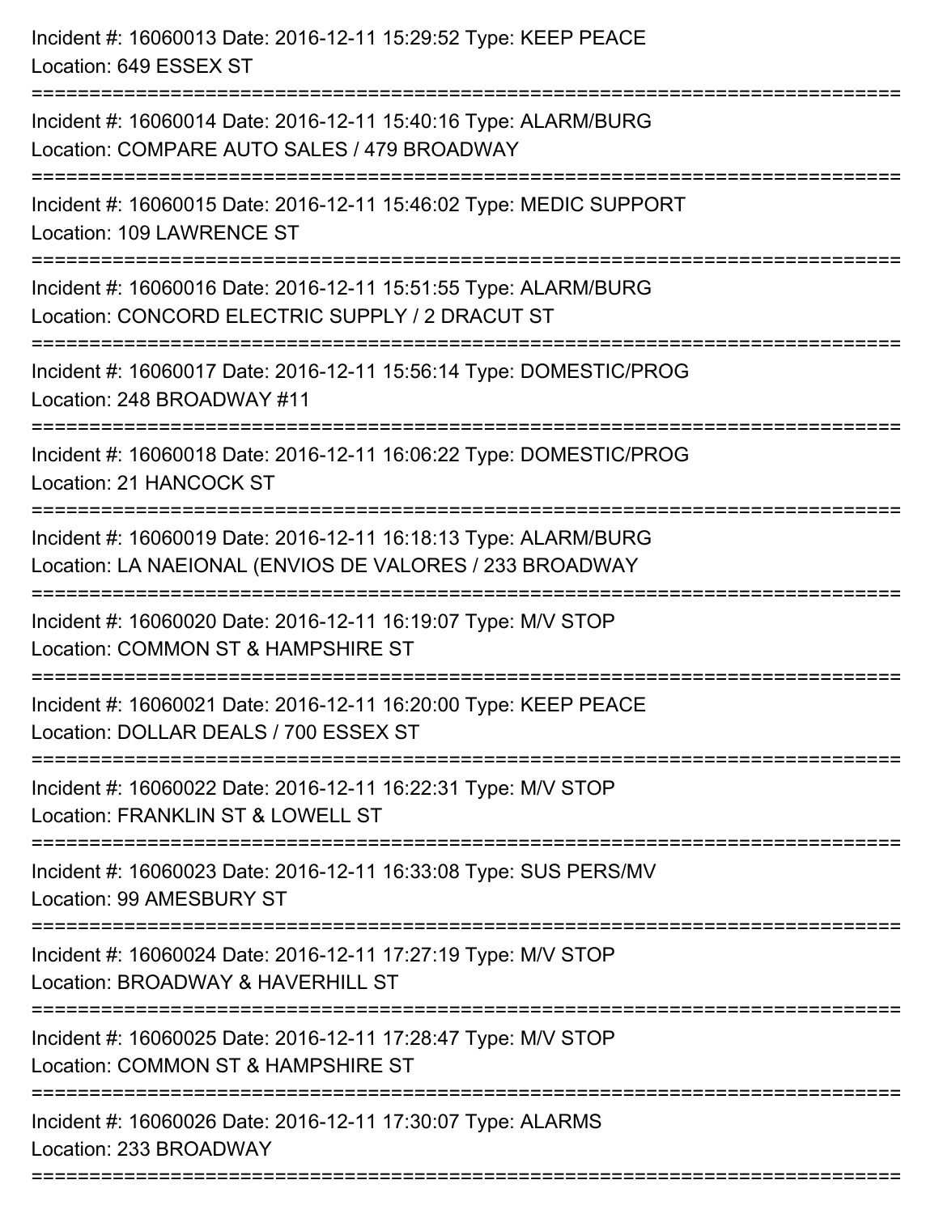Incident #: 16060013 Date: 2016-12-11 15:29:52 Type: KEEP PEACE
Location: 649 ESSEX ST

===========================================================================

Incident #: 16060014 Date: 2016-12-11 15:40:16 Type: ALARM/BURG
Location: COMPARE AUTO SALES / 479 BROADWAY

===========================================================================

Incident #: 16060015 Date: 2016-12-11 15:46:02 Type: MEDIC SUPPORT
Location: 109 LAWRENCE ST

===========================================================================

Incident #: 16060016 Date: 2016-12-11 15:51:55 Type: ALARM/BURG
Location: CONCORD ELECTRIC SUPPLY / 2 DRACUT ST

===========================================================================

Incident #: 16060017 Date: 2016-12-11 15:56:14 Type: DOMESTIC/PROG
Location: 248 BROADWAY #11

===========================================================================

Incident #: 16060018 Date: 2016-12-11 16:06:22 Type: DOMESTIC/PROG
Location: 21 HANCOCK ST

===========================================================================

Incident #: 16060019 Date: 2016-12-11 16:18:13 Type: ALARM/BURG
Location: LA NAEIONAL (ENVIOS DE VALORES / 233 BROADWAY

===========================================================================

Incident #: 16060020 Date: 2016-12-11 16:19:07 Type: M/V STOP
Location: COMMON ST & HAMPSHIRE ST

===========================================================================

Incident #: 16060021 Date: 2016-12-11 16:20:00 Type: KEEP PEACE
Location: DOLLAR DEALS / 700 ESSEX ST

===========================================================================

Incident #: 16060022 Date: 2016-12-11 16:22:31 Type: M/V STOP
Location: FRANKLIN ST & LOWELL ST

===========================================================================

Incident #: 16060023 Date: 2016-12-11 16:33:08 Type: SUS PERS/MV
Location: 99 AMESBURY ST

===========================================================================

Incident #: 16060024 Date: 2016-12-11 17:27:19 Type: M/V STOP
Location: BROADWAY & HAVERHILL ST

===========================================================================

Incident #: 16060025 Date: 2016-12-11 17:28:47 Type: M/V STOP
Location: COMMON ST & HAMPSHIRE ST

===========================================================================

Incident #: 16060026 Date: 2016-12-11 17:30:07 Type: ALARMS
Location: 233 BROADWAY

===========================================================================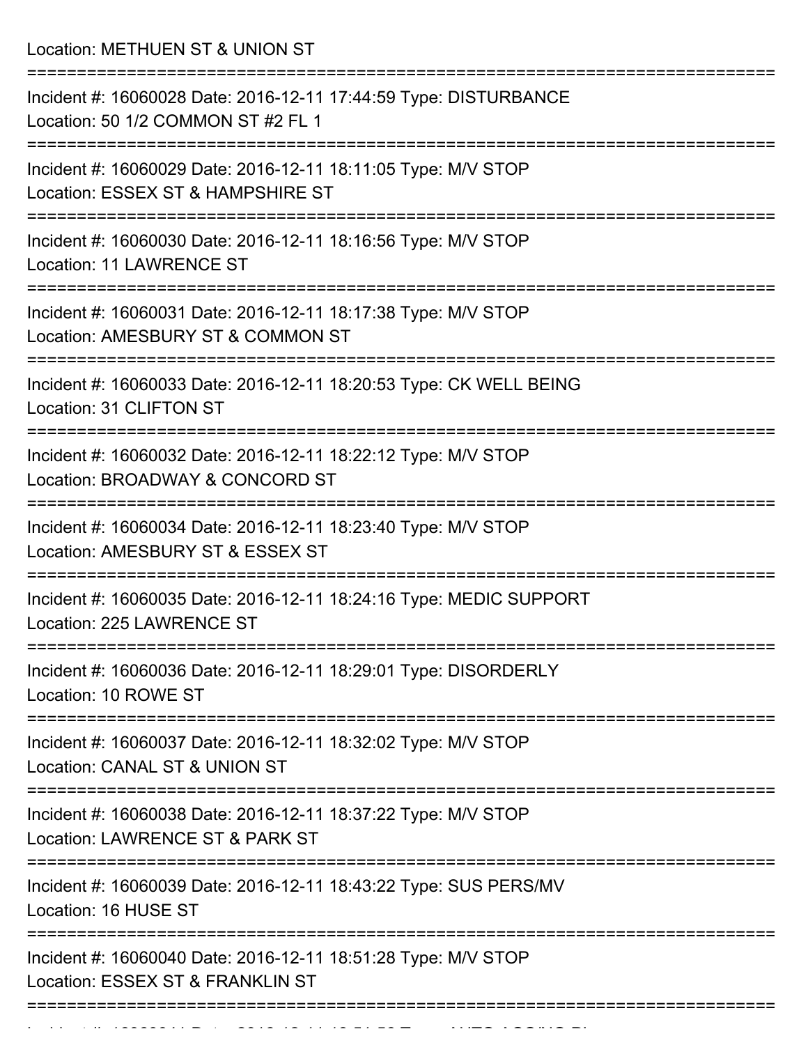Location: METHUEN ST & UNION ST

===========================================================================

Incident #: 16060028 Date: 2016-12-11 17:44:59 Type: DISTURBANCE
Location: 50 1/2 COMMON ST #2 FL 1

===========================================================================

Incident #: 16060029 Date: 2016-12-11 18:11:05 Type: M/V STOP
Location: ESSEX ST & HAMPSHIRE ST

===========================================================================

Incident #: 16060030 Date: 2016-12-11 18:16:56 Type: M/V STOP
Location: 11 LAWRENCE ST

===========================================================================

Incident #: 16060031 Date: 2016-12-11 18:17:38 Type: M/V STOP
Location: AMESBURY ST & COMMON ST

===========================================================================

Incident #: 16060033 Date: 2016-12-11 18:20:53 Type: CK WELL BEING
Location: 31 CLIFTON ST

===========================================================================

Incident #: 16060032 Date: 2016-12-11 18:22:12 Type: M/V STOP
Location: BROADWAY & CONCORD ST

===========================================================================

Incident #: 16060034 Date: 2016-12-11 18:23:40 Type: M/V STOP
Location: AMESBURY ST & ESSEX ST

===========================================================================

Incident #: 16060035 Date: 2016-12-11 18:24:16 Type: MEDIC SUPPORT
Location: 225 LAWRENCE ST

===========================================================================

Incident #: 16060036 Date: 2016-12-11 18:29:01 Type: DISORDERLY
Location: 10 ROWE ST

===========================================================================

Incident #: 16060037 Date: 2016-12-11 18:32:02 Type: M/V STOP
Location: CANAL ST & UNION ST

===========================================================================

Incident #: 16060038 Date: 2016-12-11 18:37:22 Type: M/V STOP
Location: LAWRENCE ST & PARK ST

===========================================================================

Incident #: 16060039 Date: 2016-12-11 18:43:22 Type: SUS PERS/MV
Location: 16 HUSE ST

===========================================================================

Incident #: 16060040 Date: 2016-12-11 18:51:28 Type: M/V STOP
Location: ESSEX ST & FRANKLIN ST

===========================================================================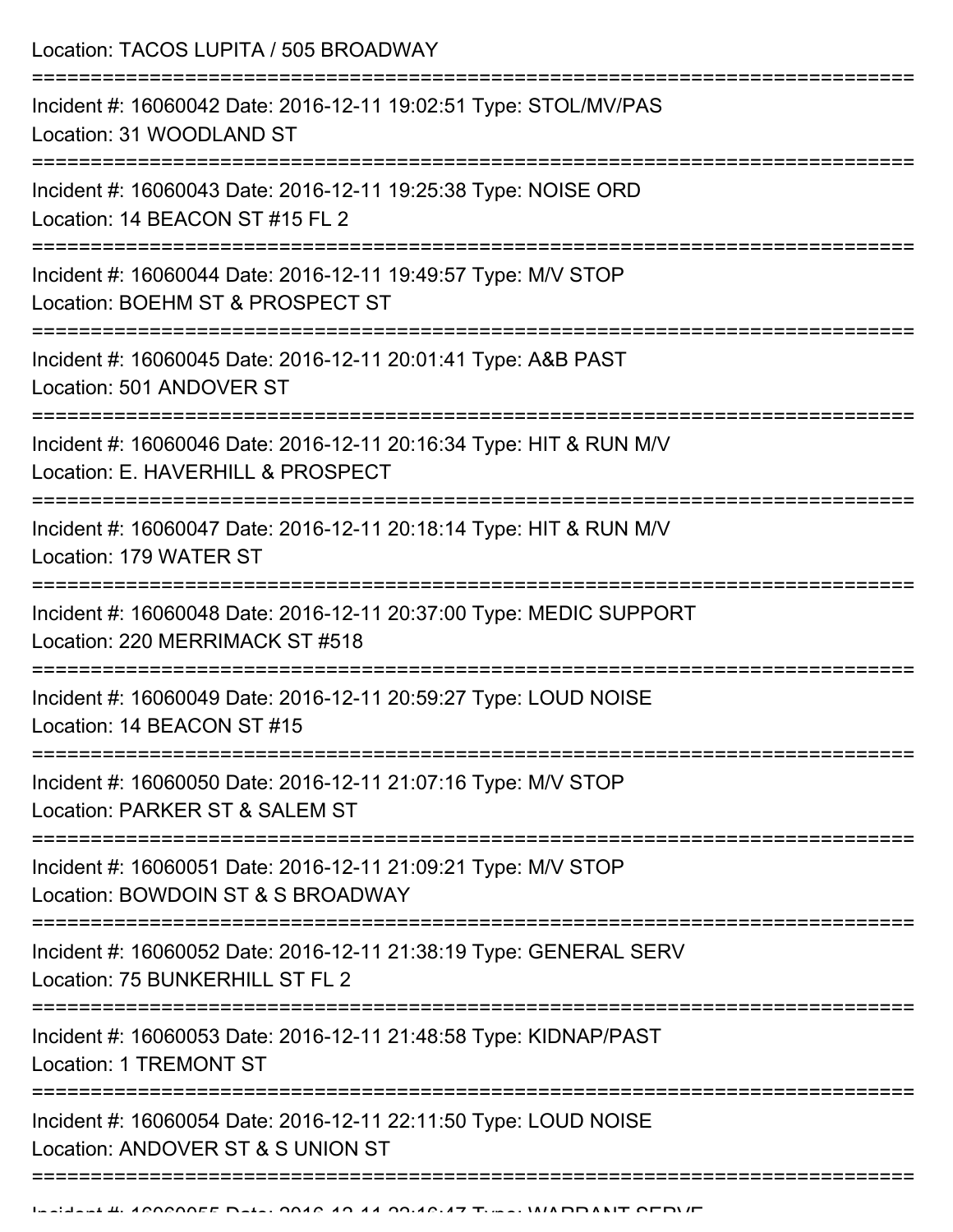Location: TACOS LUPITA / 505 BROADWAY

===========================================================================

Incident #: 16060042 Date: 2016-12-11 19:02:51 Type: STOL/MV/PAS
Location: 31 WOODLAND ST

===========================================================================

Incident #: 16060043 Date: 2016-12-11 19:25:38 Type: NOISE ORD
Location: 14 BEACON ST #15 FL 2

===========================================================================

Incident #: 16060044 Date: 2016-12-11 19:49:57 Type: M/V STOP
Location: BOEHM ST & PROSPECT ST

===========================================================================

Incident #: 16060045 Date: 2016-12-11 20:01:41 Type: A&B PAST
Location: 501 ANDOVER ST

===========================================================================

Incident #: 16060046 Date: 2016-12-11 20:16:34 Type: HIT & RUN M/V
Location: E. HAVERHILL & PROSPECT

===========================================================================

Incident #: 16060047 Date: 2016-12-11 20:18:14 Type: HIT & RUN M/V
Location: 179 WATER ST

===========================================================================

Incident #: 16060048 Date: 2016-12-11 20:37:00 Type: MEDIC SUPPORT
Location: 220 MERRIMACK ST #518

===========================================================================

Incident #: 16060049 Date: 2016-12-11 20:59:27 Type: LOUD NOISE
Location: 14 BEACON ST #15

===========================================================================

Incident #: 16060050 Date: 2016-12-11 21:07:16 Type: M/V STOP
Location: PARKER ST & SALEM ST

===========================================================================

Incident #: 16060051 Date: 2016-12-11 21:09:21 Type: M/V STOP
Location: BOWDOIN ST & S BROADWAY

===========================================================================

Incident #: 16060052 Date: 2016-12-11 21:38:19 Type: GENERAL SERV
Location: 75 BUNKERHILL ST FL 2

===========================================================================

Incident #: 16060053 Date: 2016-12-11 21:48:58 Type: KIDNAP/PAST
Location: 1 TREMONT ST

===========================================================================

Incident #: 16060054 Date: 2016-12-11 22:11:50 Type: LOUD NOISE
Location: ANDOVER ST & S UNION ST

===========================================================================

Incident #: 16060055 Date: 2016-12-11 22:16:47 Type: WARRANT SERVE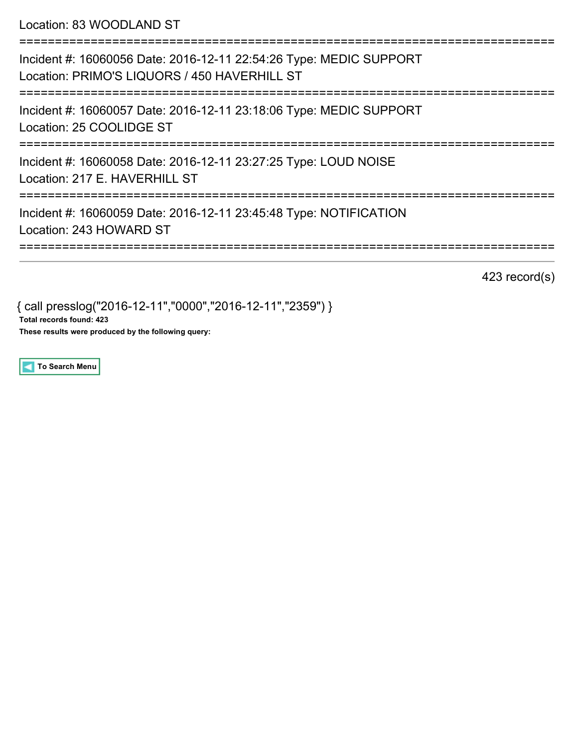Location: 83 WOODLAND ST

===========================================================================

Incident #: 16060056 Date: 2016-12-11 22:54:26 Type: MEDIC SUPPORT
Location: PRIMO'S LIQUORS / 450 HAVERHILL ST

===========================================================================

Incident #: 16060057 Date: 2016-12-11 23:18:06 Type: MEDIC SUPPORT
Location: 25 COOLIDGE ST

===========================================================================

Incident #: 16060058 Date: 2016-12-11 23:27:25 Type: LOUD NOISE
Location: 217 E. HAVERHILL ST

===========================================================================

Incident #: 16060059 Date: 2016-12-11 23:45:48 Type: NOTIFICATION
Location: 243 HOWARD ST

===========================================================================

---

423 record(s)

{ call presslog("2016-12-11","0000","2016-12-11","2359") }

**Total records found: 423**

**These results were produced by the following query:**

To Search Menu